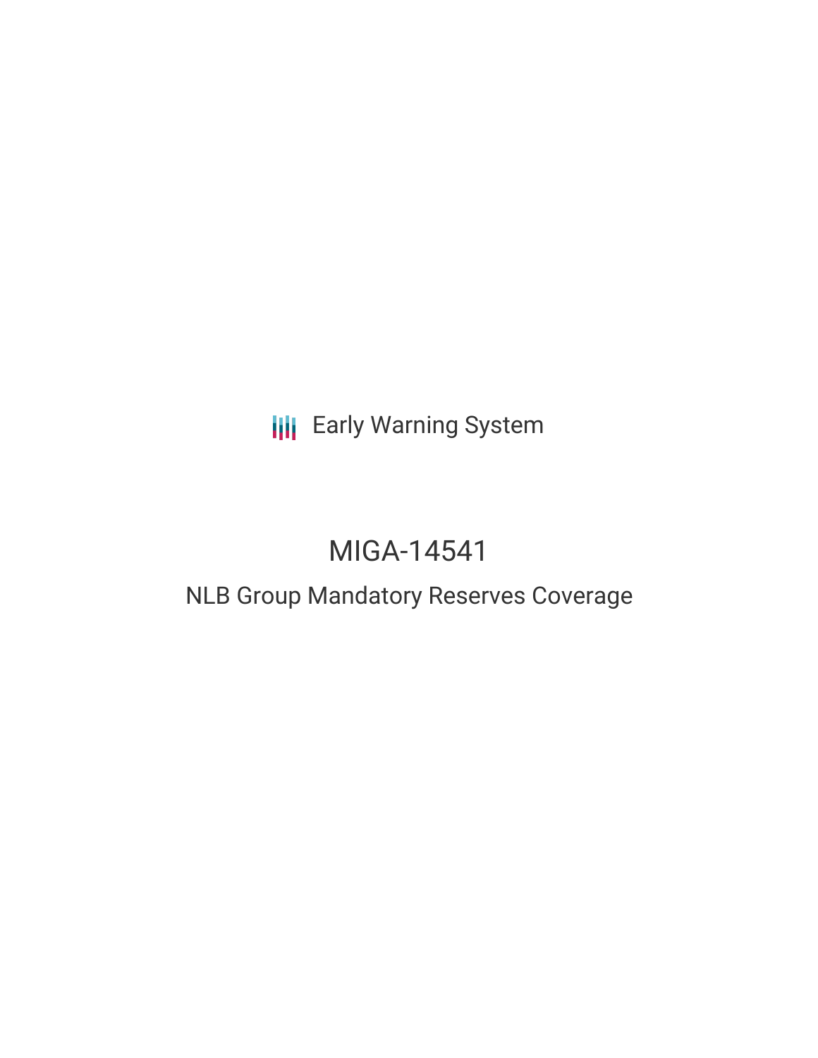Early Warning System

# MIGA-14541

## NLB Group Mandatory Reserves Coverage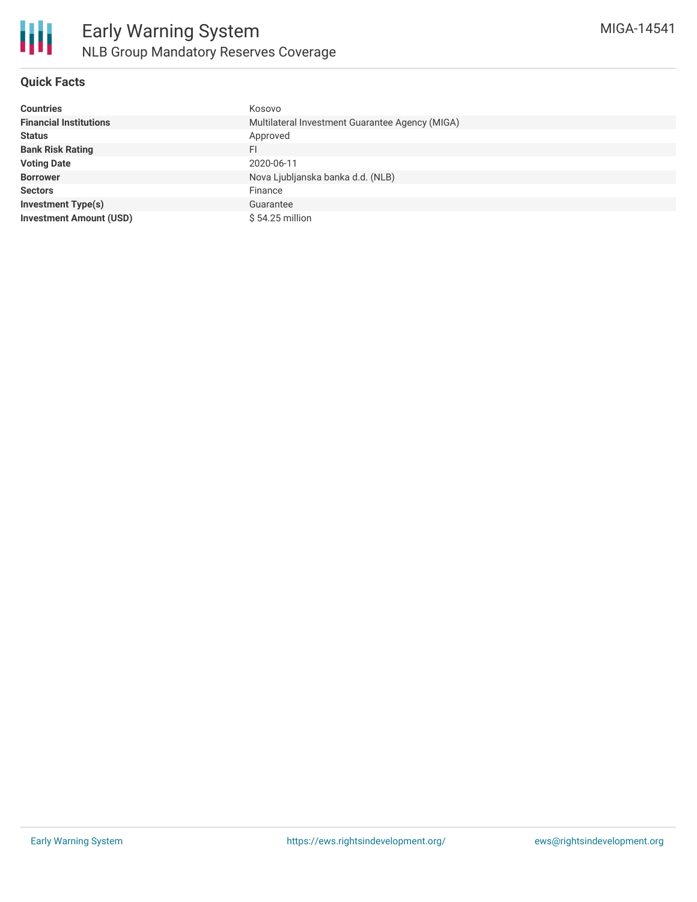# Early Warning System

## NLB Group Mandatory Reserves Coverage

MIGA-14541

### Quick Facts

| | |
|---|---|
| **Countries** | Kosovo |
| **Financial Institutions** | Multilateral Investment Guarantee Agency (MIGA) |
| **Status** | Approved |
| **Bank Risk Rating** | FI |
| **Voting Date** | 2020-06-11 |
| **Borrower** | Nova Ljubljanska banka d.d. (NLB) |
| **Sectors** | Finance |
| **Investment Type(s)** | Guarantee |
| **Investment Amount (USD)** | $ 54.25 million |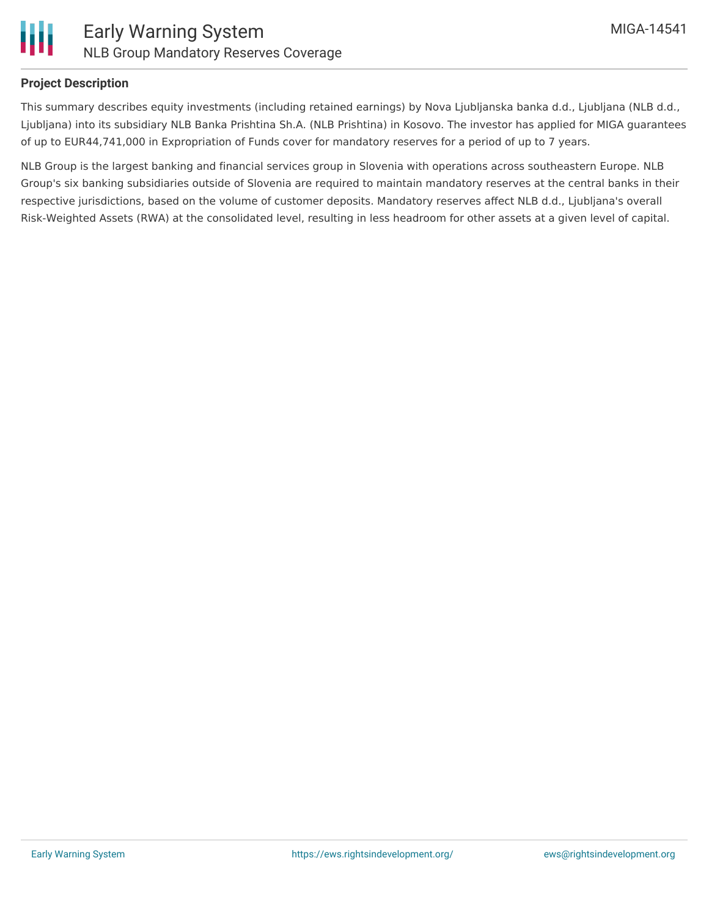## Project Description

This summary describes equity investments (including retained earnings) by Nova Ljubljanska banka d.d., Ljubljana (NLB d.d., Ljubljana) into its subsidiary NLB Banka Prishtina Sh.A. (NLB Prishtina) in Kosovo. The investor has applied for MIGA guarantees of up to EUR44,741,000 in Expropriation of Funds cover for mandatory reserves for a period of up to 7 years.

NLB Group is the largest banking and financial services group in Slovenia with operations across southeastern Europe. NLB Group's six banking subsidiaries outside of Slovenia are required to maintain mandatory reserves at the central banks in their respective jurisdictions, based on the volume of customer deposits. Mandatory reserves affect NLB d.d., Ljubljana's overall Risk-Weighted Assets (RWA) at the consolidated level, resulting in less headroom for other assets at a given level of capital.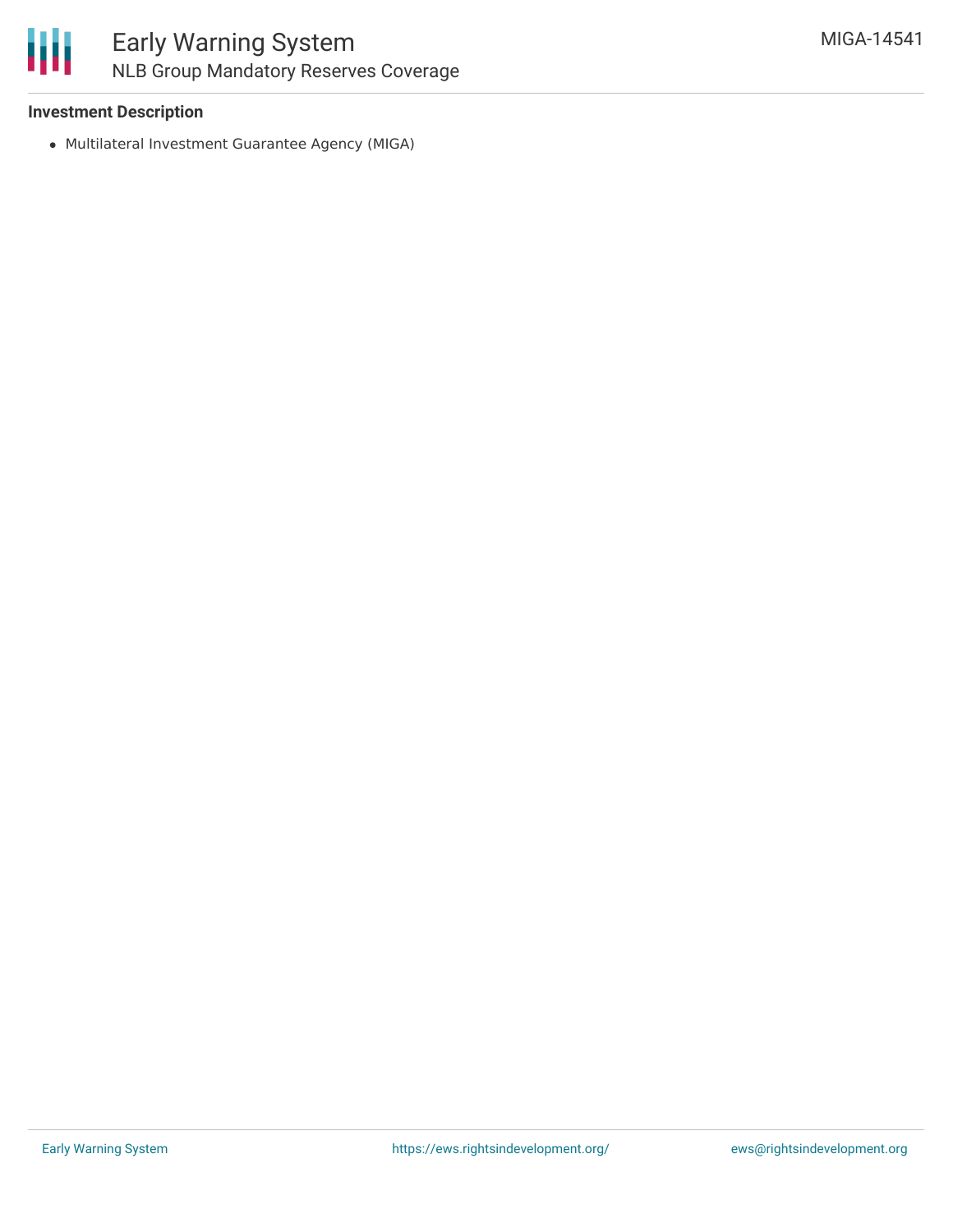### Investment Description

- Multilateral Investment Guarantee Agency (MIGA)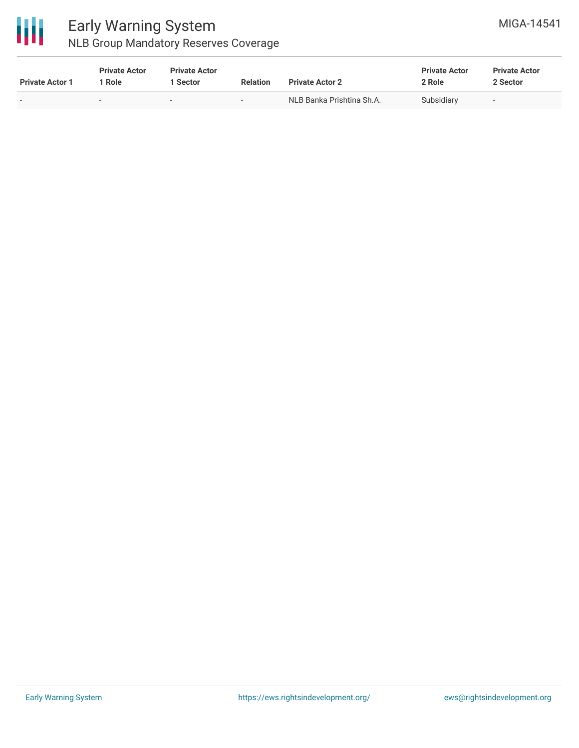| Private Actor 1 | Private Actor 1 Role | Private Actor 1 Sector | Relation | Private Actor 2 | Private Actor 2 Role | Private Actor 2 Sector |
|---|---|---|---|---|---|---|
| - | - | - | - | NLB Banka Prishtina Sh.A. | Subsidiary | - |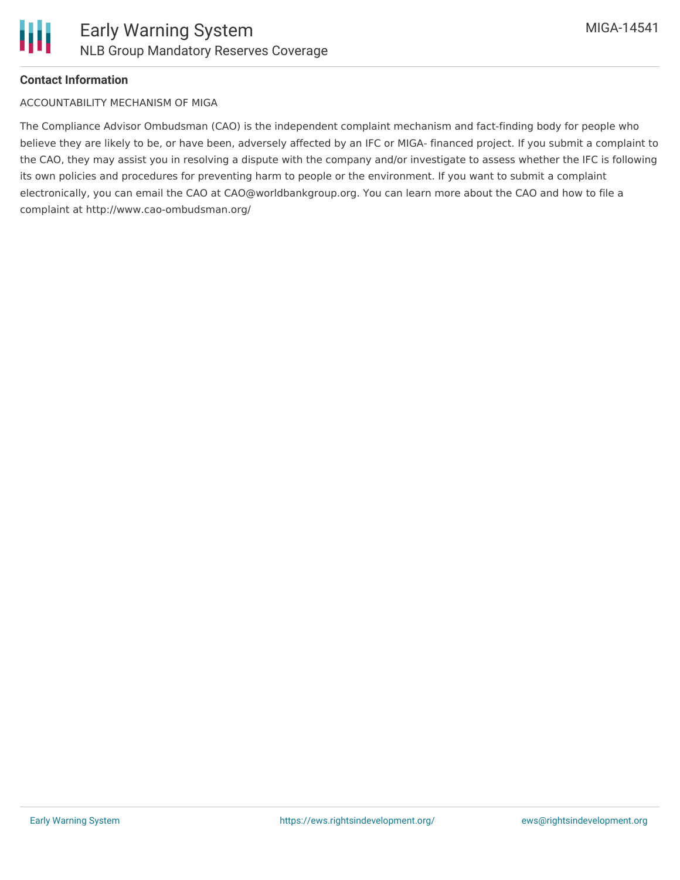**Contact Information**

ACCOUNTABILITY MECHANISM OF MIGA

The Compliance Advisor Ombudsman (CAO) is the independent complaint mechanism and fact-finding body for people who believe they are likely to be, or have been, adversely affected by an IFC or MIGA- financed project. If you submit a complaint to the CAO, they may assist you in resolving a dispute with the company and/or investigate to assess whether the IFC is following its own policies and procedures for preventing harm to people or the environment. If you want to submit a complaint electronically, you can email the CAO at CAO@worldbankgroup.org. You can learn more about the CAO and how to file a complaint at http://www.cao-ombudsman.org/